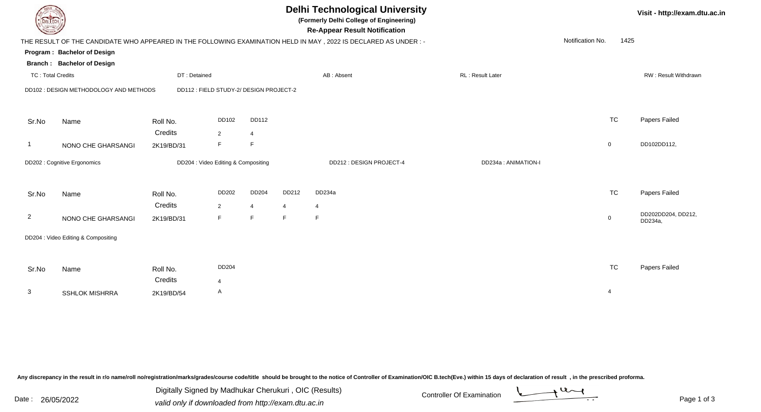# Delhi Technological University

**(Formerly Delhi College of Engineering)**

**Re-Appear Result Notification**

Visit - http://exam.dtu.ac.in

THE RESULT OF THE CANDIDATE WHO APPEARED IN THE FOLLOWING EXAMINATION HELD IN MAY , 2022 IS DECLARED AS UNDER : -

Notification No. 1425

**Program : Bachelor of Design**

**Branch : Bachelor of Design**

TC : Total Credits | DT : Detained | AB : Absent | RL : Result Later | RW : Result Withdrawn

DD102 : DESIGN METHODOLOGY AND METHODS | DD112 : FIELD STUDY-2/ DESIGN PROJECT-2

| Sr.No | Name | Roll No. | DD102 | DD112 | TC | Papers Failed |
|---|---|---|---|---|---|---|
| | | Credits | 2 | 4 | | |
| 1 | NONO CHE GHARSANGI | 2K19/BD/31 | F | F | 0 | DD102DD112, |

DD202 : Cognitive Ergonomics | DD204 : Video Editing & Compositing | DD212 : DESIGN PROJECT-4 | DD234a : ANIMATION-I

| Sr.No | Name | Roll No. | DD202 | DD204 | DD212 | DD234a | TC | Papers Failed |
|---|---|---|---|---|---|---|---|---|
| | | Credits | 2 | 4 | 4 | 4 | | |
| 2 | NONO CHE GHARSANGI | 2K19/BD/31 | F | F | F | F | 0 | DD202DD204, DD212, DD234a, |

DD204 : Video Editing & Compositing

| Sr.No | Name | Roll No. | DD204 | TC | Papers Failed |
|---|---|---|---|---|---|
| | | Credits | 4 | | |
| 3 | SSHLOK MISHRRA | 2K19/BD/54 | A | 4 | |

Any discrepancy in the result in r/o name/roll no/registration/marks/grades/course code/title should be brought to the notice of Controller of Examination/OIC B.tech(Eve.) within 15 days of declaration of result , in the prescribed proforma.

Date : 26/05/2022

Digitally Signed by Madhukar Cherukuri , OIC (Results)

valid only if downloaded from http://exam.dtu.ac.in

Controller Of Examination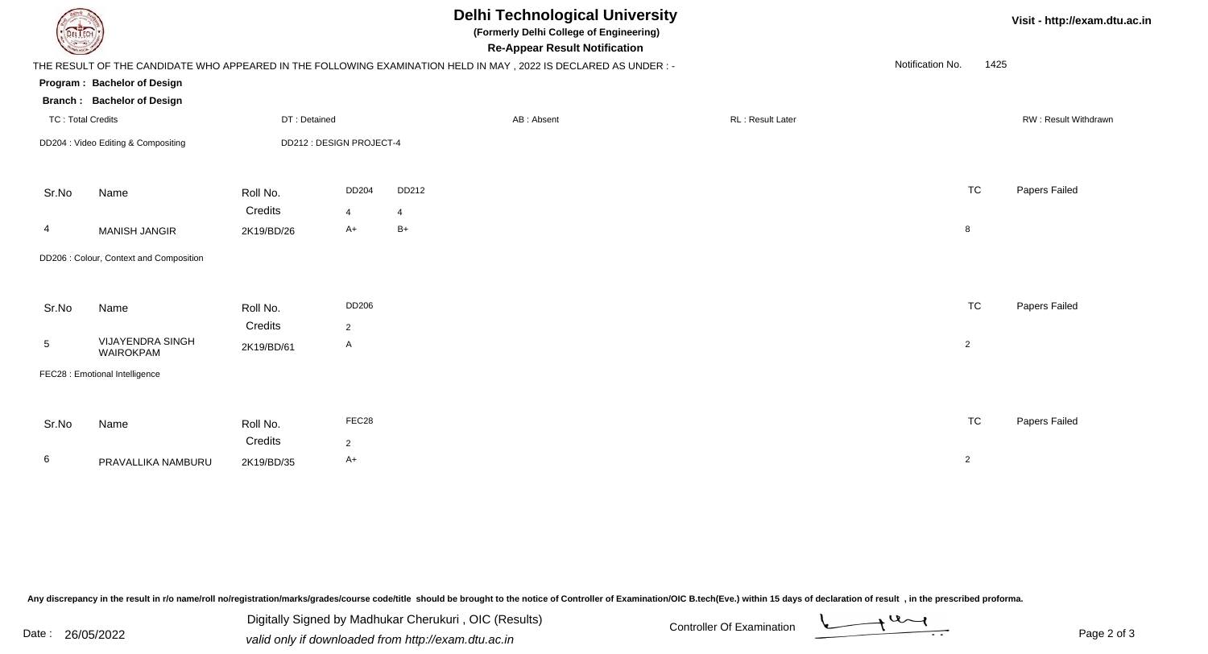# Delhi Technological University

**(Formerly Delhi College of Engineering)**

**Re-Appear Result Notification**

Visit - http://exam.dtu.ac.in

THE RESULT OF THE CANDIDATE WHO APPEARED IN THE FOLLOWING EXAMINATION HELD IN MAY , 2022 IS DECLARED AS UNDER : -

Notification No. 1425

**Program : Bachelor of Design**

**Branch : Bachelor of Design**

TC : Total Credits | DT : Detained | AB : Absent | RL : Result Later | RW : Result Withdrawn

DD204 : Video Editing & Compositing | DD212 : DESIGN PROJECT-4

| Sr.No | Name | Roll No. | DD204 | DD212 | TC | Papers Failed |
|---|---|---|---|---|---|---|
| | | Credits | 4 | 4 | | |
| 4 | MANISH JANGIR | 2K19/BD/26 | A+ | B+ | 8 | |

DD206 : Colour, Context and Composition

| Sr.No | Name | Roll No. | DD206 | TC | Papers Failed |
|---|---|---|---|---|---|
| | | Credits | 2 | | |
| 5 | VIJAYENDRA SINGH WAIROKPAM | 2K19/BD/61 | A | 2 | |

FEC28 : Emotional Intelligence

| Sr.No | Name | Roll No. | FEC28 | TC | Papers Failed |
|---|---|---|---|---|---|
| | | Credits | 2 | | |
| 6 | PRAVALLIKA NAMBURU | 2K19/BD/35 | A+ | 2 | |

Any discrepancy in the result in r/o name/roll no/registration/marks/grades/course code/title should be brought to the notice of Controller of Examination/OIC B.tech(Eve.) within 15 days of declaration of result , in the prescribed proforma.

Date : 26/05/2022

Digitally Signed by Madhukar Cherukuri , OIC (Results)

*valid only if downloaded from http://exam.dtu.ac.in*

Controller Of Examination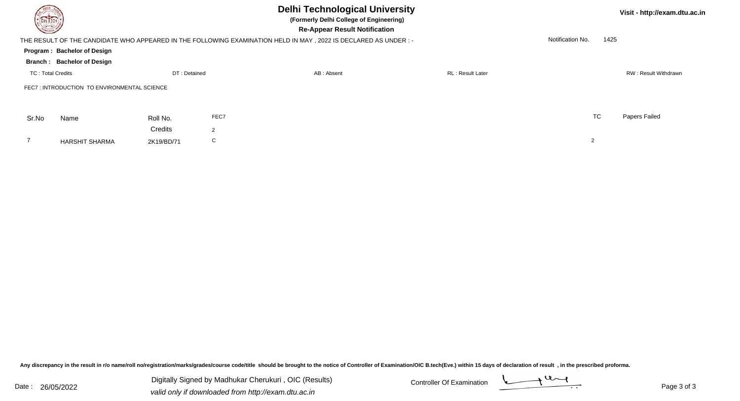# Delhi Technological University

**(Formerly Delhi College of Engineering)**

**Re-Appear Result Notification**

Visit - http://exam.dtu.ac.in

THE RESULT OF THE CANDIDATE WHO APPEARED IN THE FOLLOWING EXAMINATION HELD IN MAY , 2022 IS DECLARED AS UNDER : -

Notification No. 1425

**Program : Bachelor of Design**

**Branch : Bachelor of Design**

TC : Total Credits | DT : Detained | AB : Absent | RL : Result Later | RW : Result Withdrawn

FEC7 : INTRODUCTION TO ENVIRONMENTAL SCIENCE

| Sr.No | Name | Roll No. | FEC7 | TC | Papers Failed |
|---|---|---|---|---|---|
| | | Credits | 2 | | |
| 7 | HARSHIT SHARMA | 2K19/BD/71 | C | 2 | |

Any discrepancy in the result in r/o name/roll no/registration/marks/grades/course code/title should be brought to the notice of Controller of Examination/OIC B.tech(Eve.) within 15 days of declaration of result , in the prescribed proforma.

Date : 26/05/2022

Digitally Signed by Madhukar Cherukuri , OIC (Results)

*valid only if downloaded from http://exam.dtu.ac.in*

Controller Of Examination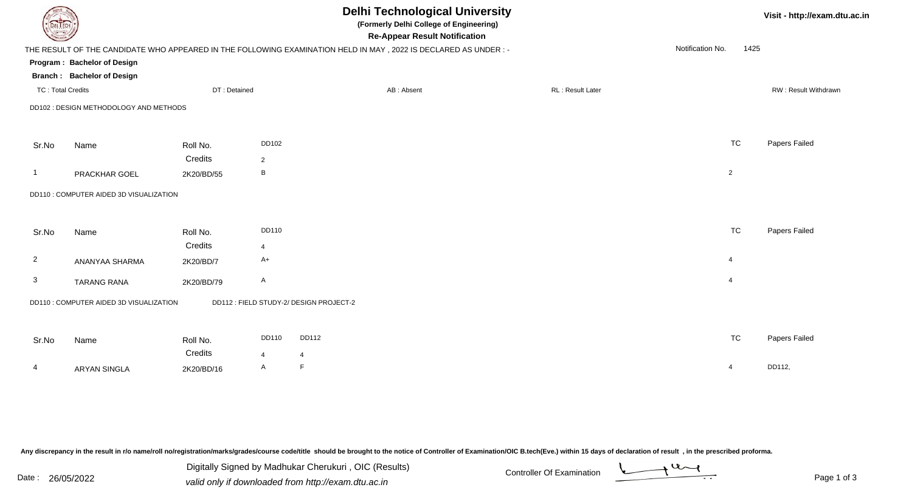# Delhi Technological University

**(Formerly Delhi College of Engineering)**

**Re-Appear Result Notification**

THE RESULT OF THE CANDIDATE WHO APPEARED IN THE FOLLOWING EXAMINATION HELD IN MAY , 2022 IS DECLARED AS UNDER : -

Notification No. 1425

**Program : Bachelor of Design**

**Branch : Bachelor of Design**

TC : Total Credits | DT : Detained | AB : Absent | RL : Result Later | RW : Result Withdrawn

DD102 : DESIGN METHODOLOGY AND METHODS

| Sr.No | Name | Roll No. | DD102 | TC | Papers Failed |
|---|---|---|---|---|---|
| | | Credits | 2 | | |
| 1 | PRACKHAR GOEL | 2K20/BD/55 | B | 2 | |

DD110 : COMPUTER AIDED 3D VISUALIZATION

| Sr.No | Name | Roll No. | DD110 | TC | Papers Failed |
|---|---|---|---|---|---|
| | | Credits | 4 | | |
| 2 | ANANYAA SHARMA | 2K20/BD/7 | A+ | 4 | |
| 3 | TARANG RANA | 2K20/BD/79 | A | 4 | |

DD110 : COMPUTER AIDED 3D VISUALIZATION    DD112 : FIELD STUDY-2/ DESIGN PROJECT-2

| Sr.No | Name | Roll No. | DD110 | DD112 | TC | Papers Failed |
|---|---|---|---|---|---|---|
| | | Credits | 4 | 4 | | |
| 4 | ARYAN SINGLA | 2K20/BD/16 | A | F | 4 | DD112, |

Any discrepancy in the result in r/o name/roll no/registration/marks/grades/course code/title should be brought to the notice of Controller of Examination/OIC B.tech(Eve.) within 15 days of declaration of result , in the prescribed proforma.

Date : 26/05/2022

Digitally Signed by Madhukar Cherukuri , OIC (Results)
valid only if downloaded from http://exam.dtu.ac.in

Controller Of Examination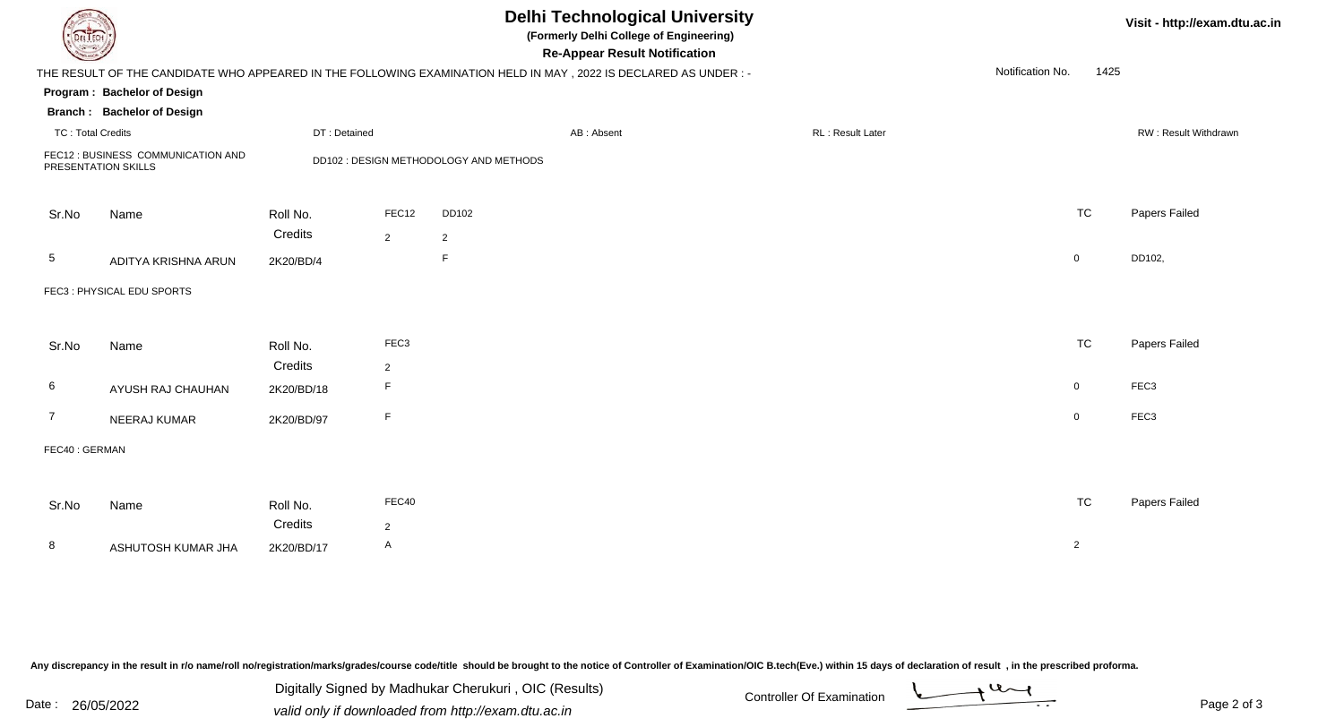# Delhi Technological University

**(Formerly Delhi College of Engineering)**

**Re-Appear Result Notification**

THE RESULT OF THE CANDIDATE WHO APPEARED IN THE FOLLOWING EXAMINATION HELD IN MAY , 2022 IS DECLARED AS UNDER : -

Notification No. 1425

**Program : Bachelor of Design**

**Branch : Bachelor of Design**

TC : Total Credits | DT : Detained | AB : Absent | RL : Result Later | RW : Result Withdrawn

FEC12 : BUSINESS COMMUNICATION AND PRESENTATION SKILLS

DD102 : DESIGN METHODOLOGY AND METHODS

| Sr.No | Name | Roll No. | FEC12 | DD102 | TC | Papers Failed |
|---|---|---|---|---|---|---|
| | | Credits | 2 | 2 | | |
| 5 | ADITYA KRISHNA ARUN | 2K20/BD/4 | | F | 0 | DD102, |

FEC3 : PHYSICAL EDU SPORTS

| Sr.No | Name | Roll No. | FEC3 | TC | Papers Failed |
|---|---|---|---|---|---|
| | | Credits | 2 | | |
| 6 | AYUSH RAJ CHAUHAN | 2K20/BD/18 | F | 0 | FEC3 |
| 7 | NEERAJ KUMAR | 2K20/BD/97 | F | 0 | FEC3 |

FEC40 : GERMAN

| Sr.No | Name | Roll No. | FEC40 | TC | Papers Failed |
|---|---|---|---|---|---|
| | | Credits | 2 | | |
| 8 | ASHUTOSH KUMAR JHA | 2K20/BD/17 | A | 2 | |

Any discrepancy in the result in r/o name/roll no/registration/marks/grades/course code/title should be brought to the notice of Controller of Examination/OIC B.tech(Eve.) within 15 days of declaration of result , in the prescribed proforma.

Date : 26/05/2022

Digitally Signed by Madhukar Cherukuri , OIC (Results)

valid only if downloaded from http://exam.dtu.ac.in

Controller Of Examination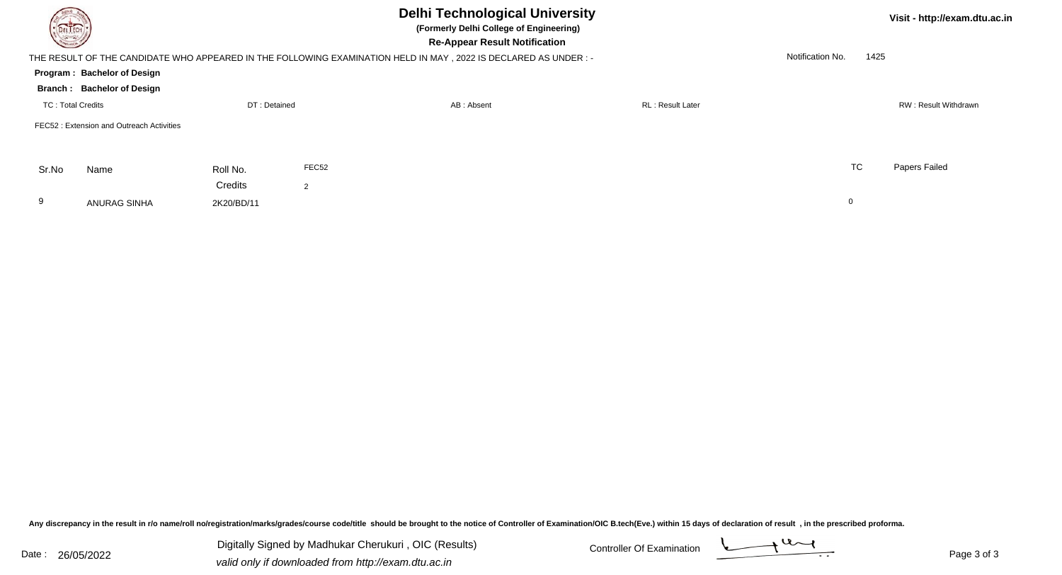# Delhi Technological University

**(Formerly Delhi College of Engineering)**

**Re-Appear Result Notification**

THE RESULT OF THE CANDIDATE WHO APPEARED IN THE FOLLOWING EXAMINATION HELD IN MAY , 2022 IS DECLARED AS UNDER : -

Notification No. 1425

**Program : Bachelor of Design**

**Branch : Bachelor of Design**

TC : Total Credits | DT : Detained | AB : Absent | RL : Result Later | RW : Result Withdrawn

FEC52 : Extension and Outreach Activities

| Sr.No | Name | Roll No. | FEC52 | TC | Papers Failed |
|---|---|---|---|---|---|
| | | Credits | 2 | | |
| 9 | ANURAG SINHA | 2K20/BD/11 | | 0 | |

**Any discrepancy in the result in r/o name/roll no/registration/marks/grades/course code/title should be brought to the notice of Controller of Examination/OIC B.tech(Eve.) within 15 days of declaration of result , in the prescribed proforma.**

Date : 26/05/2022

Digitally Signed by Madhukar Cherukuri , OIC (Results)

*valid only if downloaded from http://exam.dtu.ac.in*

Controller Of Examination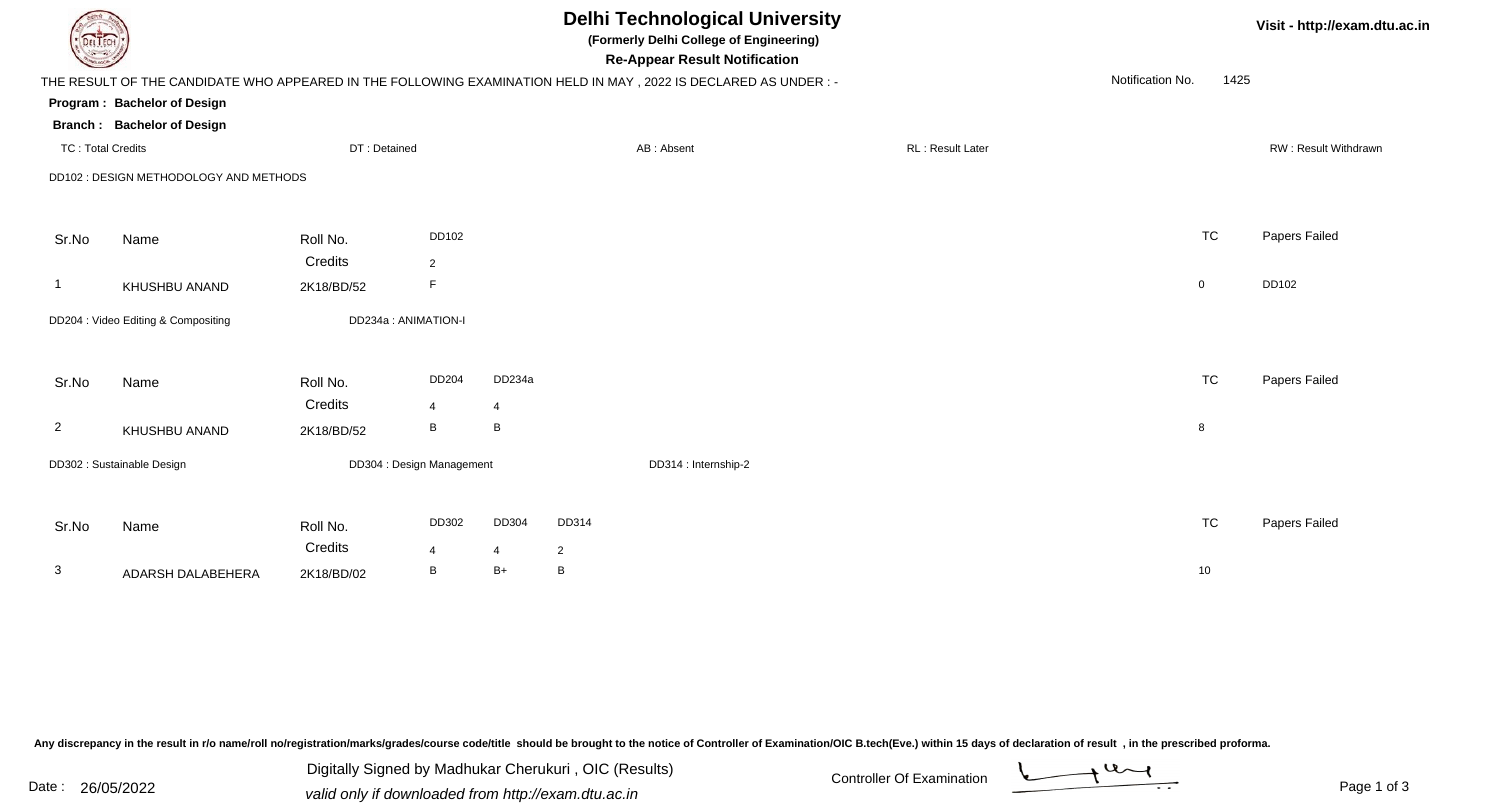# Delhi Technological University

**(Formerly Delhi College of Engineering)**

**Re-Appear Result Notification**

Visit - http://exam.dtu.ac.in

THE RESULT OF THE CANDIDATE WHO APPEARED IN THE FOLLOWING EXAMINATION HELD IN MAY , 2022 IS DECLARED AS UNDER : -

Notification No. 1425

**Program : Bachelor of Design**

**Branch : Bachelor of Design**

TC : Total Credits | DT : Detained | AB : Absent | RL : Result Later | RW : Result Withdrawn

DD102 : DESIGN METHODOLOGY AND METHODS

| Sr.No | Name | Roll No. | DD102 | TC | Papers Failed |
|---|---|---|---|---|---|
| | | Credits | 2 | | |
| 1 | KHUSHBU ANAND | 2K18/BD/52 | F | 0 | DD102 |

DD204 : Video Editing & Compositing    DD234a : ANIMATION-I

| Sr.No | Name | Roll No. | DD204 | DD234a | TC | Papers Failed |
|---|---|---|---|---|---|---|
| | | Credits | 4 | 4 | | |
| 2 | KHUSHBU ANAND | 2K18/BD/52 | B | B | 8 | |

DD302 : Sustainable Design    DD304 : Design Management    DD314 : Internship-2

| Sr.No | Name | Roll No. | DD302 | DD304 | DD314 | TC | Papers Failed |
|---|---|---|---|---|---|---|---|
| | | Credits | 4 | 4 | 2 | | |
| 3 | ADARSH DALABEHERA | 2K18/BD/02 | B | B+ | B | 10 | |

Any discrepancy in the result in r/o name/roll no/registration/marks/grades/course code/title should be brought to the notice of Controller of Examination/OIC B.tech(Eve.) within 15 days of declaration of result , in the prescribed proforma.

Date : 26/05/2022

Digitally Signed by Madhukar Cherukuri , OIC (Results)
valid only if downloaded from http://exam.dtu.ac.in

Controller Of Examination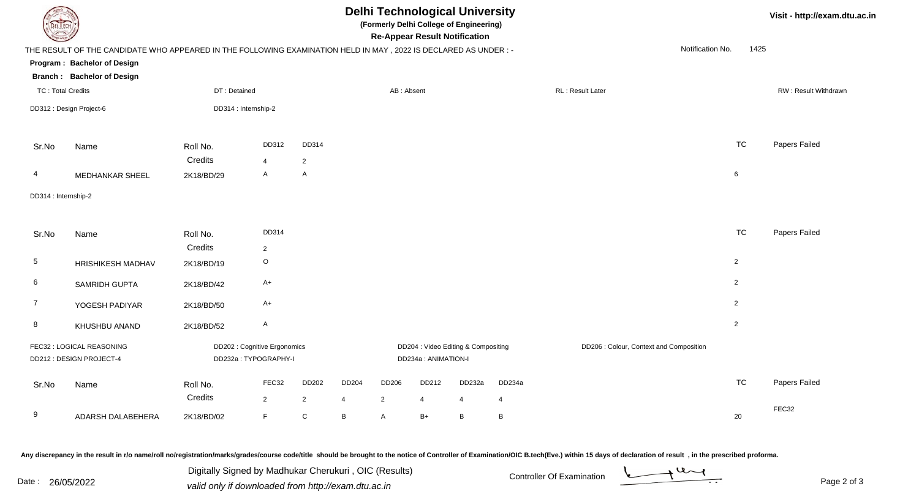# Delhi Technological University

**(Formerly Delhi College of Engineering)**

**Re-Appear Result Notification**

Visit - http://exam.dtu.ac.in

THE RESULT OF THE CANDIDATE WHO APPEARED IN THE FOLLOWING EXAMINATION HELD IN MAY , 2022 IS DECLARED AS UNDER : -

Notification No. 1425

**Program : Bachelor of Design**

**Branch : Bachelor of Design**

TC : Total Credits | DT : Detained | AB : Absent | RL : Result Later | RW : Result Withdrawn

DD312 : Design Project-6 | DD314 : Internship-2

| Sr.No | Name | Roll No. | DD312 | DD314 | TC | Papers Failed |
|---|---|---|---|---|---|---|
| | | Credits | 4 | 2 | | |
| 4 | MEDHANKAR SHEEL | 2K18/BD/29 | A | A | 6 | |

DD314 : Internship-2

| Sr.No | Name | Roll No. | DD314 | TC | Papers Failed |
|---|---|---|---|---|---|
| | | Credits | 2 | | |
| 5 | HRISHIKESH MADHAV | 2K18/BD/19 | O | 2 | |
| 6 | SAMRIDH GUPTA | 2K18/BD/42 | A+ | 2 | |
| 7 | YOGESH PADIYAR | 2K18/BD/50 | A+ | 2 | |
| 8 | KHUSHBU ANAND | 2K18/BD/52 | A | 2 | |

FEC32 : LOGICAL REASONING | DD202 : Cognitive Ergonomics | DD204 : Video Editing & Compositing | DD206 : Colour, Context and Composition
DD212 : DESIGN PROJECT-4 | DD232a : TYPOGRAPHY-I | DD234a : ANIMATION-I

| Sr.No | Name | Roll No. | FEC32 | DD202 | DD204 | DD206 | DD212 | DD232a | DD234a | TC | Papers Failed |
|---|---|---|---|---|---|---|---|---|---|---|---|
| | | Credits | 2 | 2 | 4 | 2 | 4 | 4 | 4 | | |
| 9 | ADARSH DALABEHERA | 2K18/BD/02 | F | C | B | A | B+ | B | B | 20 | FEC32 |

Any discrepancy in the result in r/o name/roll no/registration/marks/grades/course code/title should be brought to the notice of Controller of Examination/OIC B.tech(Eve.) within 15 days of declaration of result , in the prescribed proforma.

Date : 26/05/2022

Digitally Signed by Madhukar Cherukuri , OIC (Results)
valid only if downloaded from http://exam.dtu.ac.in

Controller Of Examination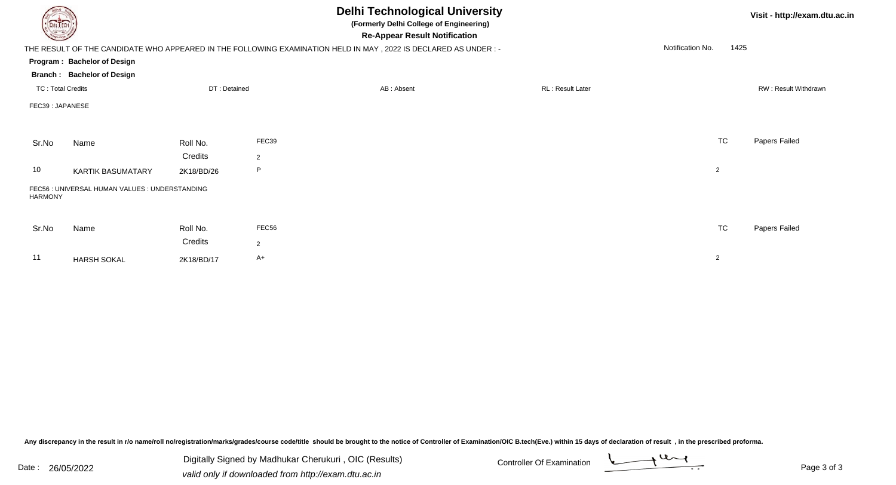# Delhi Technological University

**(Formerly Delhi College of Engineering)**

**Re-Appear Result Notification**

Visit - http://exam.dtu.ac.in

THE RESULT OF THE CANDIDATE WHO APPEARED IN THE FOLLOWING EXAMINATION HELD IN MAY , 2022 IS DECLARED AS UNDER : -

Notification No. 1425

**Program : Bachelor of Design**

**Branch : Bachelor of Design**

TC : Total Credits | DT : Detained | AB : Absent | RL : Result Later | RW : Result Withdrawn

FEC39 : JAPANESE

| Sr.No | Name | Roll No. | FEC39 | TC | Papers Failed |
|---|---|---|---|---|---|
| | | Credits | 2 | | |
| 10 | KARTIK BASUMATARY | 2K18/BD/26 | P | 2 | |

FEC56 : UNIVERSAL HUMAN VALUES : UNDERSTANDING HARMONY

| Sr.No | Name | Roll No. | FEC56 | TC | Papers Failed |
|---|---|---|---|---|---|
| | | Credits | 2 | | |
| 11 | HARSH SOKAL | 2K18/BD/17 | A+ | 2 | |

Any discrepancy in the result in r/o name/roll no/registration/marks/grades/course code/title should be brought to the notice of Controller of Examination/OIC B.tech(Eve.) within 15 days of declaration of result , in the prescribed proforma.

Date : 26/05/2022

Digitally Signed by Madhukar Cherukuri , OIC (Results)

*valid only if downloaded from http://exam.dtu.ac.in*

Controller Of Examination